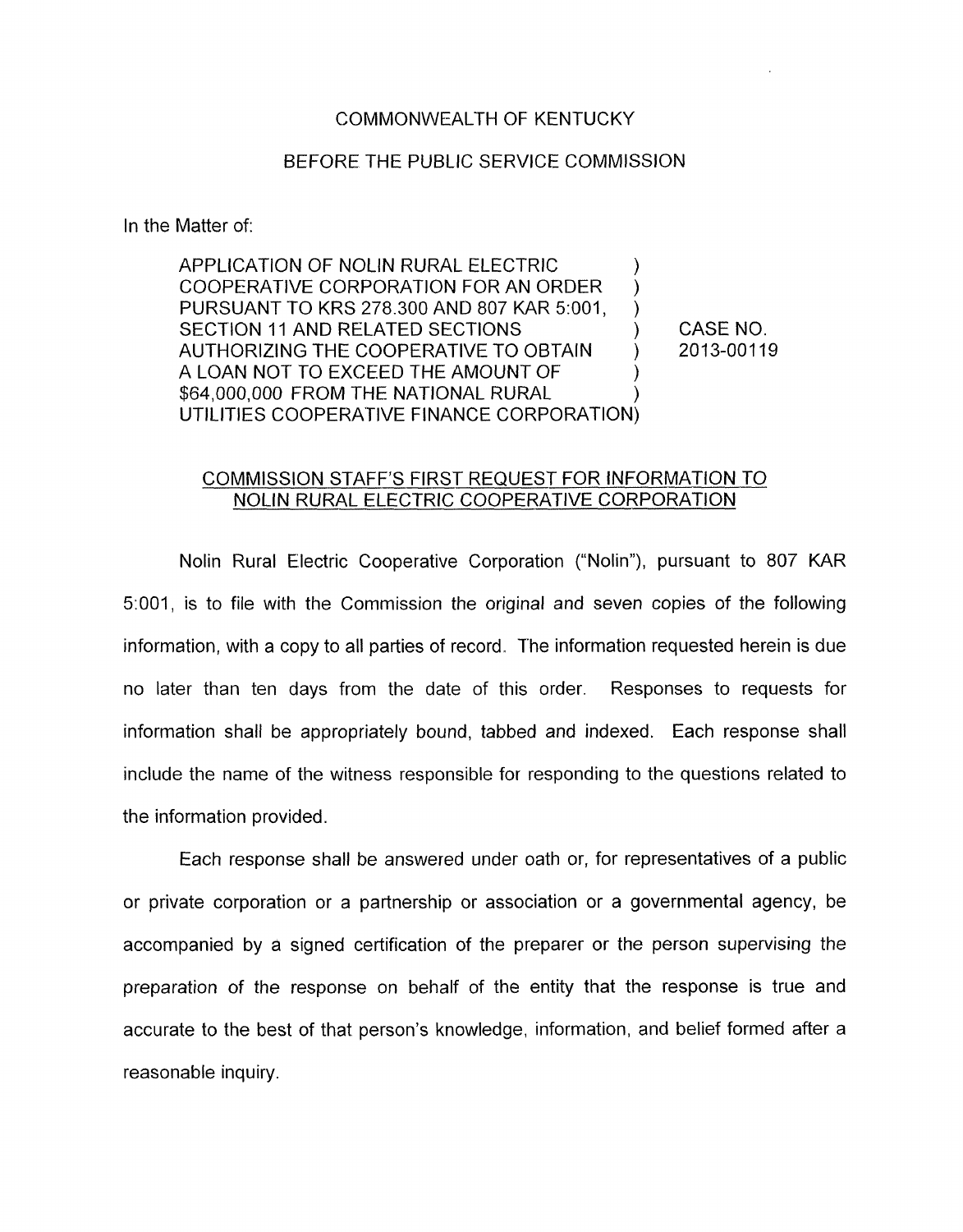COMMONWEALTH OF KENTUCKY

BEFORE THE PUBLIC SERVICE COMMISSION

In the Matter of:

| | | |
|---|---|---|
| APPLICATION OF NOLIN RURAL ELECTRIC COOPERATIVE CORPORATION FOR AN ORDER PURSUANT TO KRS 278.300 AND 807 KAR 5:001, SECTION 11 AND RELATED SECTIONS AUTHORIZING THE COOPERATIVE TO OBTAIN A LOAN NOT TO EXCEED THE AMOUNT OF $64,000,000 FROM THE NATIONAL RURAL UTILITIES COOPERATIVE FINANCE CORPORATION | ) | CASE NO. 2013-00119 |

COMMISSION STAFF'S FIRST REQUEST FOR INFORMATION TO NOLIN RURAL ELECTRIC COOPERATIVE CORPORATION

Nolin Rural Electric Cooperative Corporation ("Nolin"), pursuant to 807 KAR 5:001, is to file with the Commission the original and seven copies of the following information, with a copy to all parties of record. The information requested herein is due no later than ten days from the date of this order. Responses to requests for information shall be appropriately bound, tabbed and indexed. Each response shall include the name of the witness responsible for responding to the questions related to the information provided.

Each response shall be answered under oath or, for representatives of a public or private corporation or a partnership or association or a governmental agency, be accompanied by a signed certification of the preparer or the person supervising the preparation of the response on behalf of the entity that the response is true and accurate to the best of that person's knowledge, information, and belief formed after a reasonable inquiry.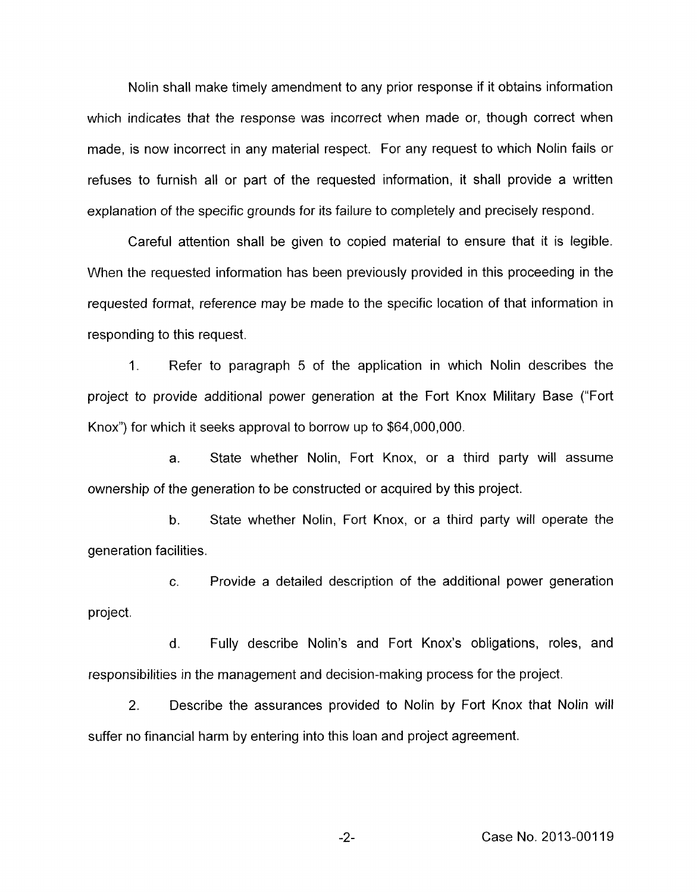Nolin shall make timely amendment to any prior response if it obtains information which indicates that the response was incorrect when made or, though correct when made, is now incorrect in any material respect. For any request to which Nolin fails or refuses to furnish all or part of the requested information, it shall provide a written explanation of the specific grounds for its failure to completely and precisely respond.

Careful attention shall be given to copied material to ensure that it is legible. When the requested information has been previously provided in this proceeding in the requested format, reference may be made to the specific location of that information in responding to this request.

1. Refer to paragraph 5 of the application in which Nolin describes the project to provide additional power generation at the Fort Knox Military Base ("Fort Knox") for which it seeks approval to borrow up to $64,000,000.

   a. State whether Nolin, Fort Knox, or a third party will assume ownership of the generation to be constructed or acquired by this project.

   b. State whether Nolin, Fort Knox, or a third party will operate the generation facilities.

   c. Provide a detailed description of the additional power generation project.

   d. Fully describe Nolin's and Fort Knox's obligations, roles, and responsibilities in the management and decision-making process for the project.

2. Describe the assurances provided to Nolin by Fort Knox that Nolin will suffer no financial harm by entering into this loan and project agreement.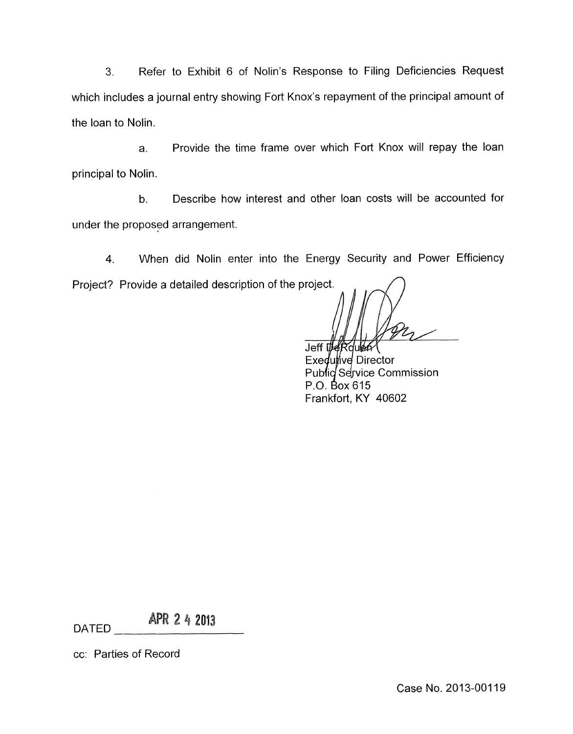3. Refer to Exhibit 6 of Nolin's Response to Filing Deficiencies Request which includes a journal entry showing Fort Knox's repayment of the principal amount of the loan to Nolin.

a. Provide the time frame over which Fort Knox will repay the loan principal to Nolin.

b. Describe how interest and other loan costs will be accounted for under the proposed arrangement.

4. When did Nolin enter into the Energy Security and Power Efficiency Project? Provide a detailed description of the project.

Jeff DeRouen
Executive Director
Public Service Commission
P.O. Box 615
Frankfort, KY 40602

DATED APR 24 2013

cc: Parties of Record

Case No. 2013-00119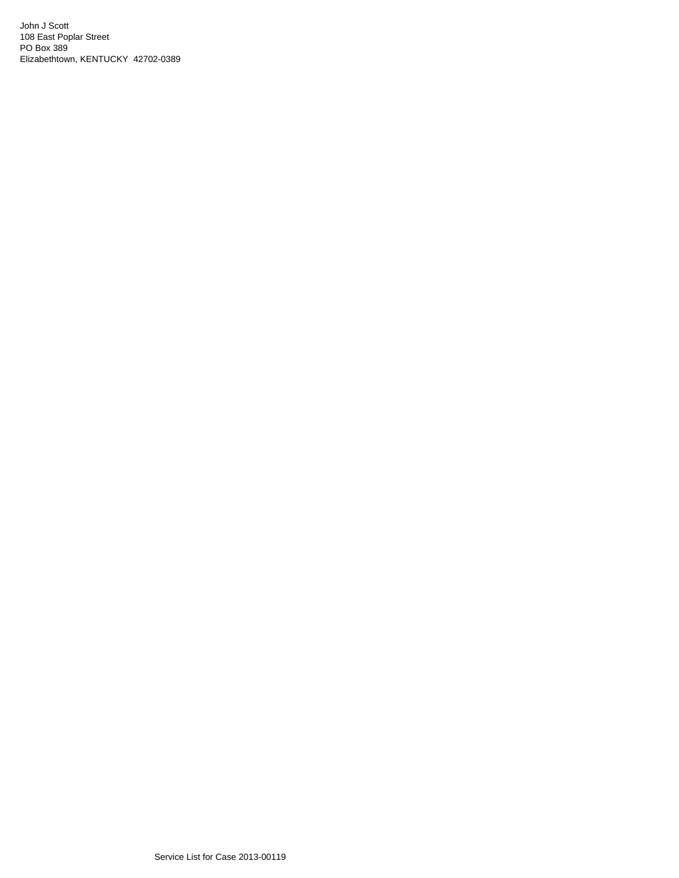John J Scott
108 East Poplar Street
PO Box 389
Elizabethtown, KENTUCKY  42702-0389